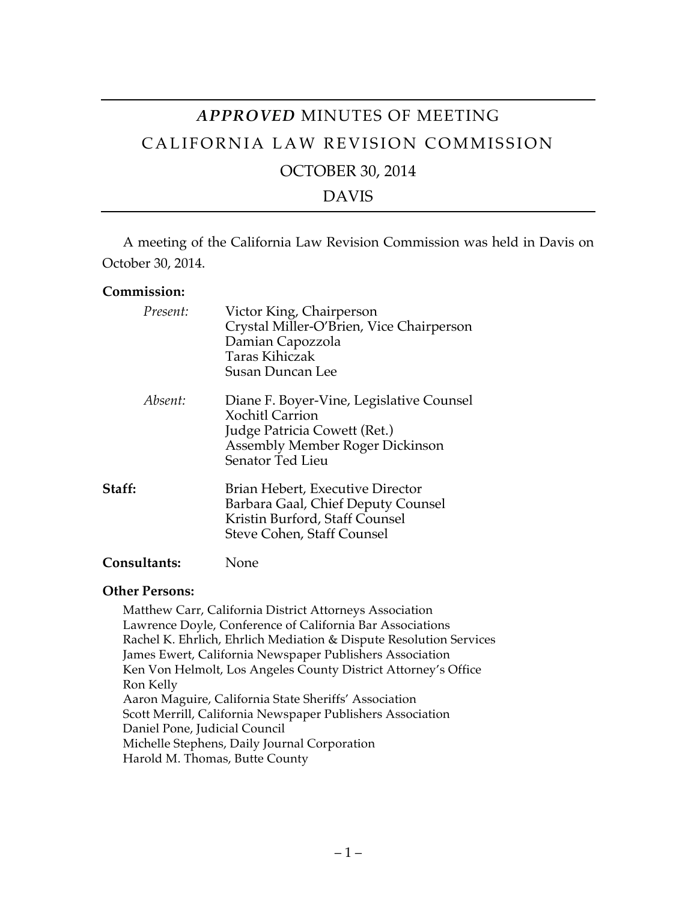# *APPROVED* MINUTES OF MEETING

# CALIFORNIA LAW REVISION COMMISSION

## OCTOBER 30, 2014

## DAVIS

A meeting of the California Law Revision Commission was held in Davis on October 30, 2014.

**Commission:**

*Present:*
- Victor King, Chairperson
- Crystal Miller-O'Brien, Vice Chairperson
- Damian Capozzola
- Taras Kihiczak
- Susan Duncan Lee

*Absent:*
- Diane F. Boyer-Vine, Legislative Counsel
- Xochitl Carrion
- Judge Patricia Cowett (Ret.)
- Assembly Member Roger Dickinson
- Senator Ted Lieu

**Staff:**
- Brian Hebert, Executive Director
- Barbara Gaal, Chief Deputy Counsel
- Kristin Burford, Staff Counsel
- Steve Cohen, Staff Counsel

**Consultants:** None

**Other Persons:**

Matthew Carr, California District Attorneys Association
Lawrence Doyle, Conference of California Bar Associations
Rachel K. Ehrlich, Ehrlich Mediation & Dispute Resolution Services
James Ewert, California Newspaper Publishers Association
Ken Von Helmolt, Los Angeles County District Attorney's Office
Ron Kelly
Aaron Maguire, California State Sheriffs' Association
Scott Merrill, California Newspaper Publishers Association
Daniel Pone, Judicial Council
Michelle Stephens, Daily Journal Corporation
Harold M. Thomas, Butte County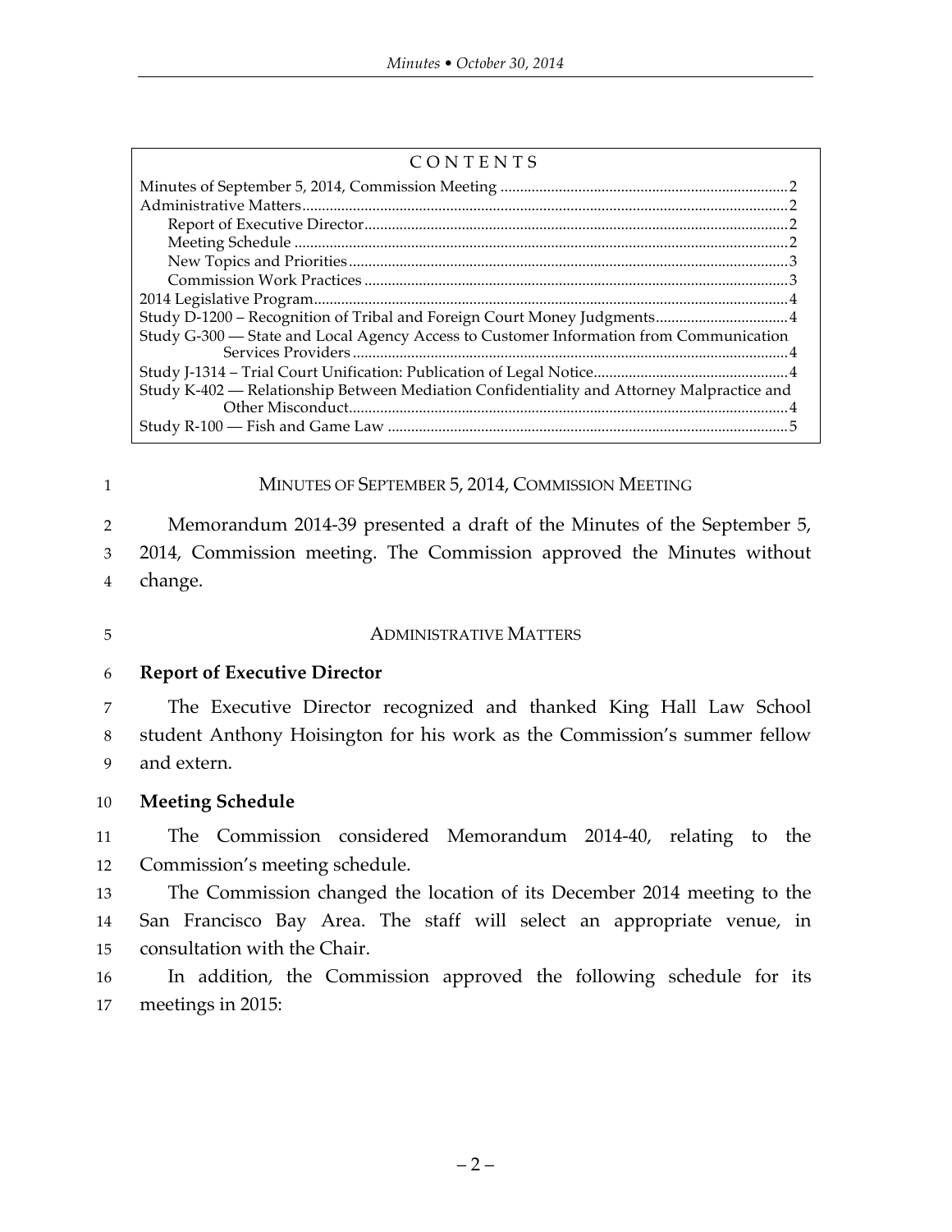CONTENTS

Minutes of September 5, 2014, Commission Meeting .......... 2
Administrative Matters .......... 2
  Report of Executive Director .......... 2
  Meeting Schedule .......... 2
  New Topics and Priorities .......... 3
  Commission Work Practices .......... 3
2014 Legislative Program .......... 4
Study D-1200 – Recognition of Tribal and Foreign Court Money Judgments .......... 4
Study G-300 — State and Local Agency Access to Customer Information from Communication Services Providers .......... 4
Study J-1314 – Trial Court Unification: Publication of Legal Notice .......... 4
Study K-402 — Relationship Between Mediation Confidentiality and Attorney Malpractice and Other Misconduct .......... 4
Study R-100 — Fish and Game Law .......... 5

## MINUTES OF SEPTEMBER 5, 2014, COMMISSION MEETING

Memorandum 2014-39 presented a draft of the Minutes of the September 5, 2014, Commission meeting. The Commission approved the Minutes without change.

## ADMINISTRATIVE MATTERS

**Report of Executive Director**

The Executive Director recognized and thanked King Hall Law School student Anthony Hoisington for his work as the Commission's summer fellow and extern.

**Meeting Schedule**

The Commission considered Memorandum 2014-40, relating to the Commission's meeting schedule.

The Commission changed the location of its December 2014 meeting to the San Francisco Bay Area. The staff will select an appropriate venue, in consultation with the Chair.

In addition, the Commission approved the following schedule for its meetings in 2015: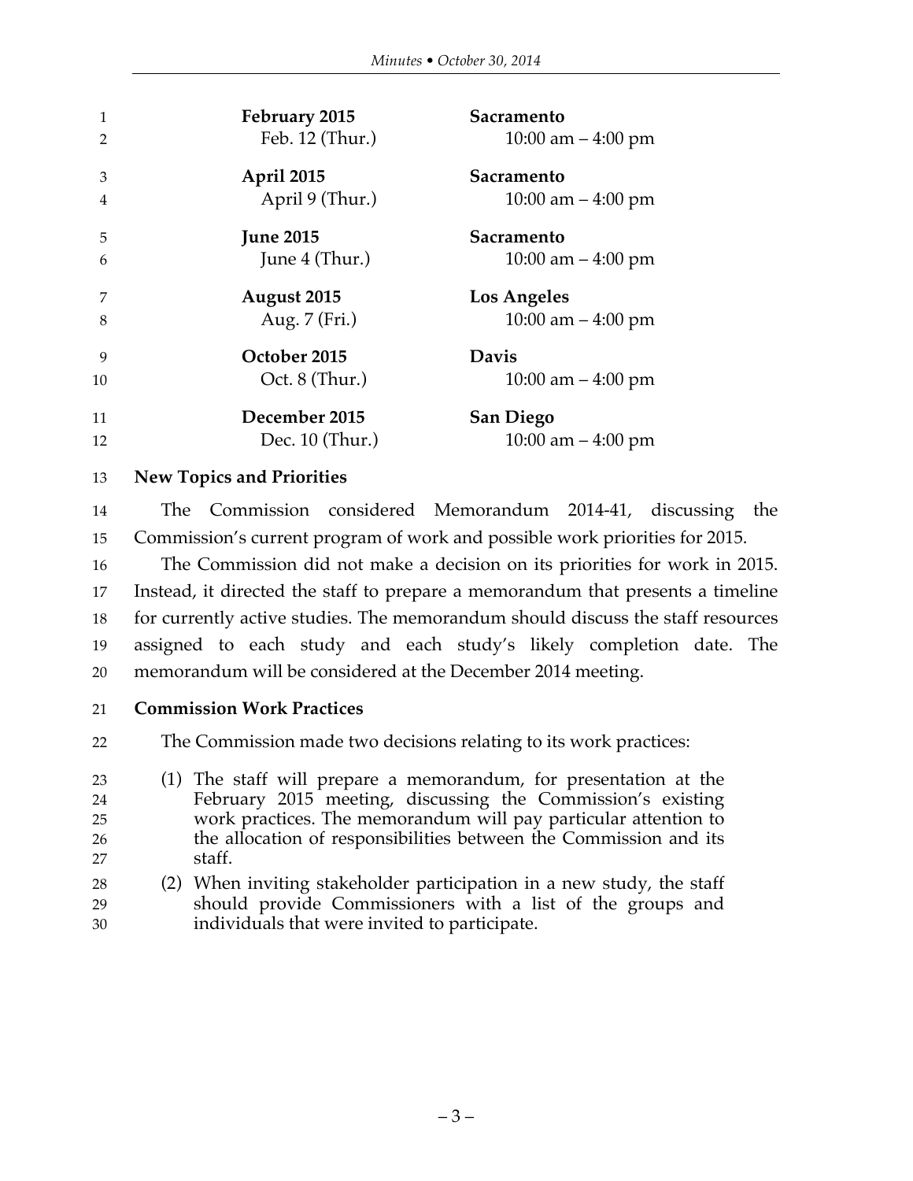| | |
|---|---|
| **February 2015** | **Sacramento** |
| Feb. 12 (Thur.) | 10:00 am – 4:00 pm |
| **April 2015** | **Sacramento** |
| April 9 (Thur.) | 10:00 am – 4:00 pm |
| **June 2015** | **Sacramento** |
| June 4 (Thur.) | 10:00 am – 4:00 pm |
| **August 2015** | **Los Angeles** |
| Aug. 7 (Fri.) | 10:00 am – 4:00 pm |
| **October 2015** | **Davis** |
| Oct. 8 (Thur.) | 10:00 am – 4:00 pm |
| **December 2015** | **San Diego** |
| Dec. 10 (Thur.) | 10:00 am – 4:00 pm |

**New Topics and Priorities**

The Commission considered Memorandum 2014-41, discussing the Commission's current program of work and possible work priorities for 2015.

The Commission did not make a decision on its priorities for work in 2015. Instead, it directed the staff to prepare a memorandum that presents a timeline for currently active studies. The memorandum should discuss the staff resources assigned to each study and each study's likely completion date. The memorandum will be considered at the December 2014 meeting.

**Commission Work Practices**

The Commission made two decisions relating to its work practices:

(1) The staff will prepare a memorandum, for presentation at the February 2015 meeting, discussing the Commission's existing work practices. The memorandum will pay particular attention to the allocation of responsibilities between the Commission and its staff.

(2) When inviting stakeholder participation in a new study, the staff should provide Commissioners with a list of the groups and individuals that were invited to participate.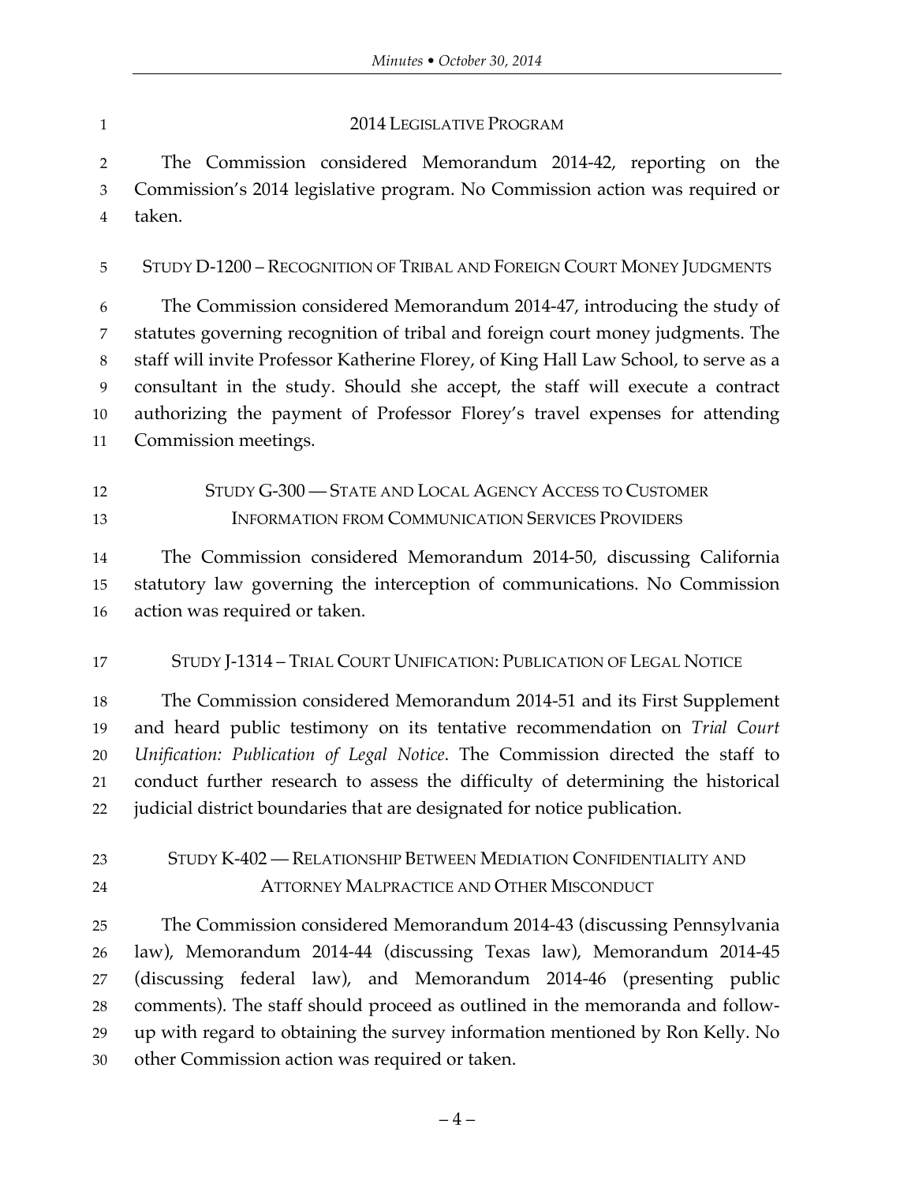## 2014 LEGISLATIVE PROGRAM

The Commission considered Memorandum 2014-42, reporting on the Commission's 2014 legislative program. No Commission action was required or taken.

## STUDY D-1200 – RECOGNITION OF TRIBAL AND FOREIGN COURT MONEY JUDGMENTS

The Commission considered Memorandum 2014-47, introducing the study of statutes governing recognition of tribal and foreign court money judgments. The staff will invite Professor Katherine Florey, of King Hall Law School, to serve as a consultant in the study. Should she accept, the staff will execute a contract authorizing the payment of Professor Florey's travel expenses for attending Commission meetings.

## STUDY G-300 — STATE AND LOCAL AGENCY ACCESS TO CUSTOMER INFORMATION FROM COMMUNICATION SERVICES PROVIDERS

The Commission considered Memorandum 2014-50, discussing California statutory law governing the interception of communications. No Commission action was required or taken.

## STUDY J-1314 – TRIAL COURT UNIFICATION: PUBLICATION OF LEGAL NOTICE

The Commission considered Memorandum 2014-51 and its First Supplement and heard public testimony on its tentative recommendation on *Trial Court Unification: Publication of Legal Notice*. The Commission directed the staff to conduct further research to assess the difficulty of determining the historical judicial district boundaries that are designated for notice publication.

## STUDY K-402 — RELATIONSHIP BETWEEN MEDIATION CONFIDENTIALITY AND ATTORNEY MALPRACTICE AND OTHER MISCONDUCT

The Commission considered Memorandum 2014-43 (discussing Pennsylvania law), Memorandum 2014-44 (discussing Texas law), Memorandum 2014-45 (discussing federal law), and Memorandum 2014-46 (presenting public comments). The staff should proceed as outlined in the memoranda and follow-up with regard to obtaining the survey information mentioned by Ron Kelly. No other Commission action was required or taken.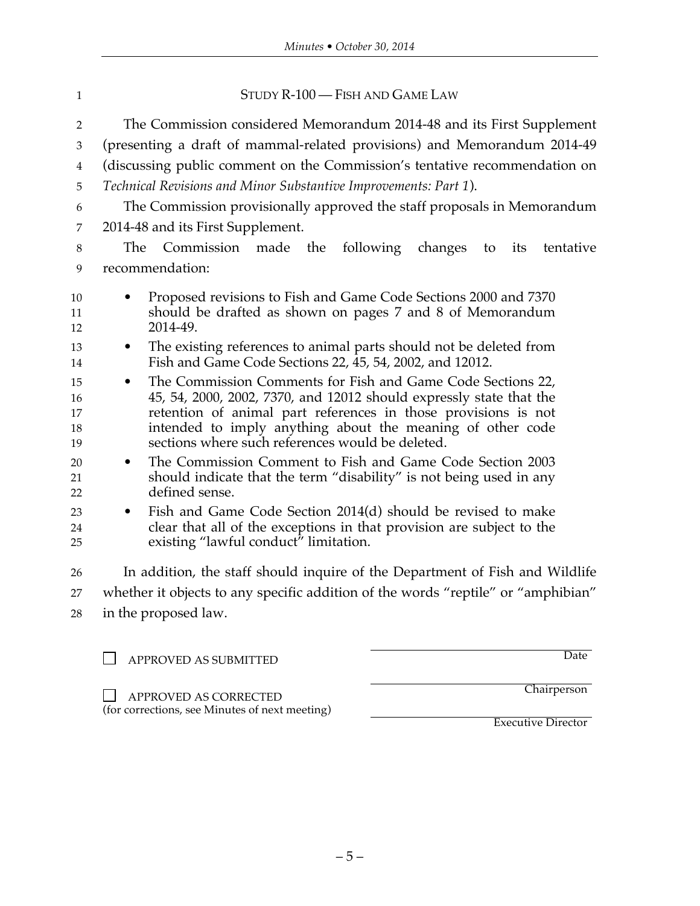## STUDY R-100 — FISH AND GAME LAW

The Commission considered Memorandum 2014-48 and its First Supplement (presenting a draft of mammal-related provisions) and Memorandum 2014-49 (discussing public comment on the Commission's tentative recommendation on *Technical Revisions and Minor Substantive Improvements: Part 1*).

The Commission provisionally approved the staff proposals in Memorandum 2014-48 and its First Supplement.

The Commission made the following changes to its tentative recommendation:

- Proposed revisions to Fish and Game Code Sections 2000 and 7370 should be drafted as shown on pages 7 and 8 of Memorandum 2014-49.
- The existing references to animal parts should not be deleted from Fish and Game Code Sections 22, 45, 54, 2002, and 12012.
- The Commission Comments for Fish and Game Code Sections 22, 45, 54, 2000, 2002, 7370, and 12012 should expressly state that the retention of animal part references in those provisions is not intended to imply anything about the meaning of other code sections where such references would be deleted.
- The Commission Comment to Fish and Game Code Section 2003 should indicate that the term "disability" is not being used in any defined sense.
- Fish and Game Code Section 2014(d) should be revised to make clear that all of the exceptions in that provision are subject to the existing "lawful conduct" limitation.

In addition, the staff should inquire of the Department of Fish and Wildlife whether it objects to any specific addition of the words "reptile" or "amphibian" in the proposed law.

☐ APPROVED AS SUBMITTED

☐ APPROVED AS CORRECTED
(for corrections, see Minutes of next meeting)

Date

Chairperson

Executive Director